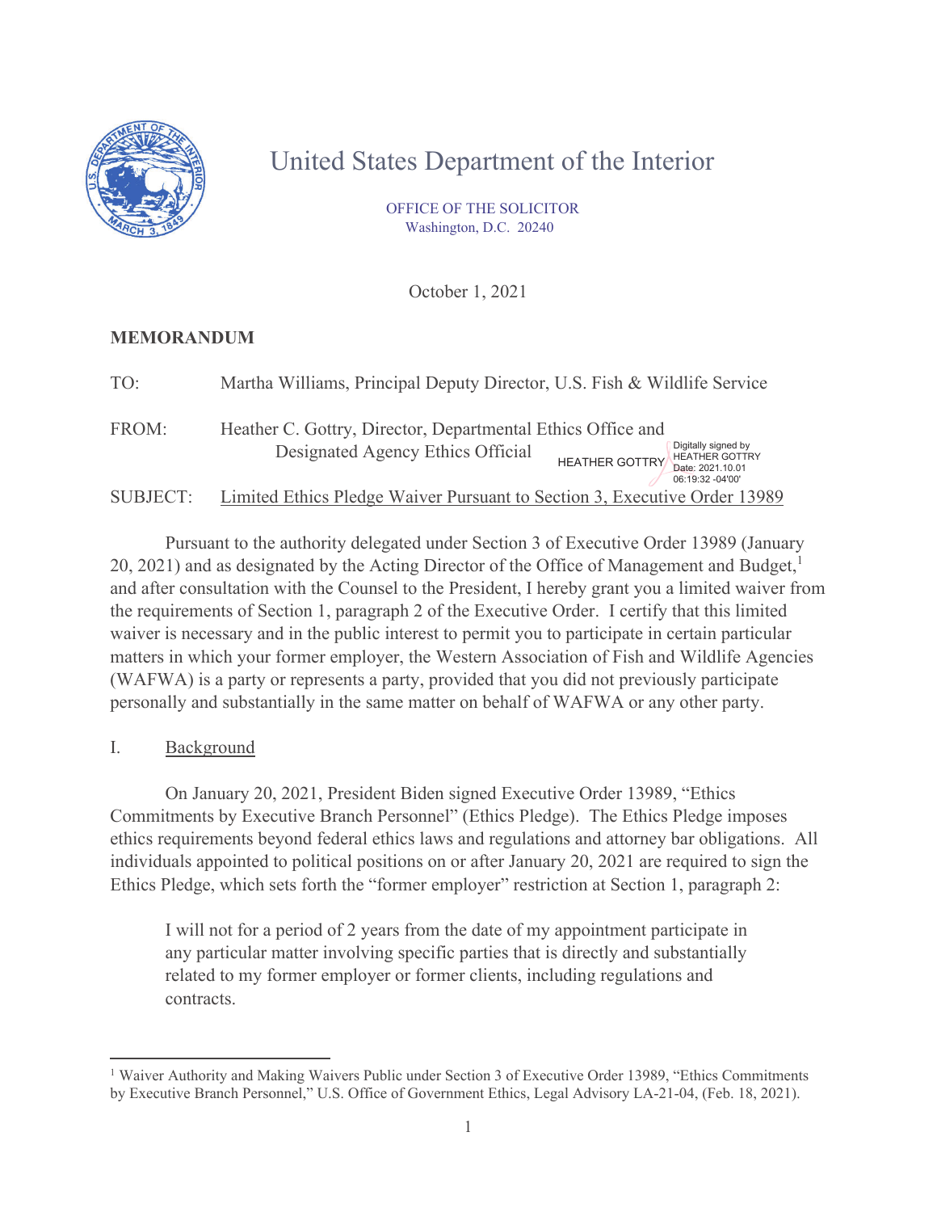# United States Department of the Interior

OFFICE OF THE SOLICITOR
Washington, D.C. 20240

October 1, 2021

**MEMORANDUM**

TO: Martha Williams, Principal Deputy Director, U.S. Fish & Wildlife Service

FROM: Heather C. Gottry, Director, Departmental Ethics Office and Designated Agency Ethics Official

HEATHER GOTTRY Digitally signed by HEATHER GOTTRY Date: 2021.10.01 06:19:32 -04'00'

SUBJECT: Limited Ethics Pledge Waiver Pursuant to Section 3, Executive Order 13989

Pursuant to the authority delegated under Section 3 of Executive Order 13989 (January 20, 2021) and as designated by the Acting Director of the Office of Management and Budget,[1] and after consultation with the Counsel to the President, I hereby grant you a limited waiver from the requirements of Section 1, paragraph 2 of the Executive Order. I certify that this limited waiver is necessary and in the public interest to permit you to participate in certain particular matters in which your former employer, the Western Association of Fish and Wildlife Agencies (WAFWA) is a party or represents a party, provided that you did not previously participate personally and substantially in the same matter on behalf of WAFWA or any other party.

## I. Background

On January 20, 2021, President Biden signed Executive Order 13989, "Ethics Commitments by Executive Branch Personnel" (Ethics Pledge). The Ethics Pledge imposes ethics requirements beyond federal ethics laws and regulations and attorney bar obligations. All individuals appointed to political positions on or after January 20, 2021 are required to sign the Ethics Pledge, which sets forth the "former employer" restriction at Section 1, paragraph 2:

> I will not for a period of 2 years from the date of my appointment participate in any particular matter involving specific parties that is directly and substantially related to my former employer or former clients, including regulations and contracts.

[1] Waiver Authority and Making Waivers Public under Section 3 of Executive Order 13989, "Ethics Commitments by Executive Branch Personnel," U.S. Office of Government Ethics, Legal Advisory LA-21-04, (Feb. 18, 2021).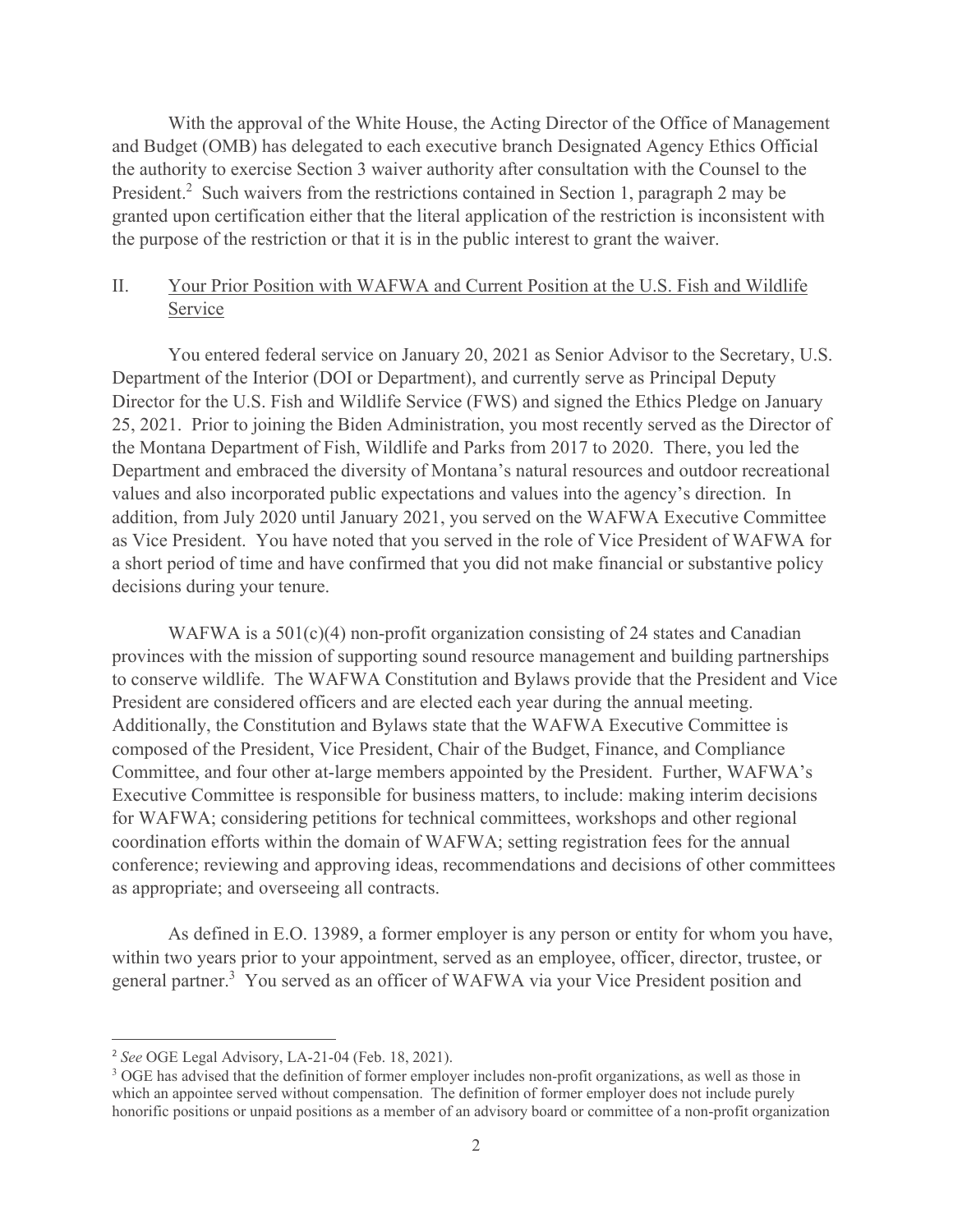With the approval of the White House, the Acting Director of the Office of Management and Budget (OMB) has delegated to each executive branch Designated Agency Ethics Official the authority to exercise Section 3 waiver authority after consultation with the Counsel to the President.[2] Such waivers from the restrictions contained in Section 1, paragraph 2 may be granted upon certification either that the literal application of the restriction is inconsistent with the purpose of the restriction or that it is in the public interest to grant the waiver.

## II. Your Prior Position with WAFWA and Current Position at the U.S. Fish and Wildlife Service

You entered federal service on January 20, 2021 as Senior Advisor to the Secretary, U.S. Department of the Interior (DOI or Department), and currently serve as Principal Deputy Director for the U.S. Fish and Wildlife Service (FWS) and signed the Ethics Pledge on January 25, 2021. Prior to joining the Biden Administration, you most recently served as the Director of the Montana Department of Fish, Wildlife and Parks from 2017 to 2020. There, you led the Department and embraced the diversity of Montana's natural resources and outdoor recreational values and also incorporated public expectations and values into the agency's direction. In addition, from July 2020 until January 2021, you served on the WAFWA Executive Committee as Vice President. You have noted that you served in the role of Vice President of WAFWA for a short period of time and have confirmed that you did not make financial or substantive policy decisions during your tenure.

WAFWA is a 501(c)(4) non-profit organization consisting of 24 states and Canadian provinces with the mission of supporting sound resource management and building partnerships to conserve wildlife. The WAFWA Constitution and Bylaws provide that the President and Vice President are considered officers and are elected each year during the annual meeting. Additionally, the Constitution and Bylaws state that the WAFWA Executive Committee is composed of the President, Vice President, Chair of the Budget, Finance, and Compliance Committee, and four other at-large members appointed by the President. Further, WAFWA's Executive Committee is responsible for business matters, to include: making interim decisions for WAFWA; considering petitions for technical committees, workshops and other regional coordination efforts within the domain of WAFWA; setting registration fees for the annual conference; reviewing and approving ideas, recommendations and decisions of other committees as appropriate; and overseeing all contracts.

As defined in E.O. 13989, a former employer is any person or entity for whom you have, within two years prior to your appointment, served as an employee, officer, director, trustee, or general partner.[3] You served as an officer of WAFWA via your Vice President position and

---

[2] *See* OGE Legal Advisory, LA-21-04 (Feb. 18, 2021).

[3] OGE has advised that the definition of former employer includes non-profit organizations, as well as those in which an appointee served without compensation. The definition of former employer does not include purely honorific positions or unpaid positions as a member of an advisory board or committee of a non-profit organization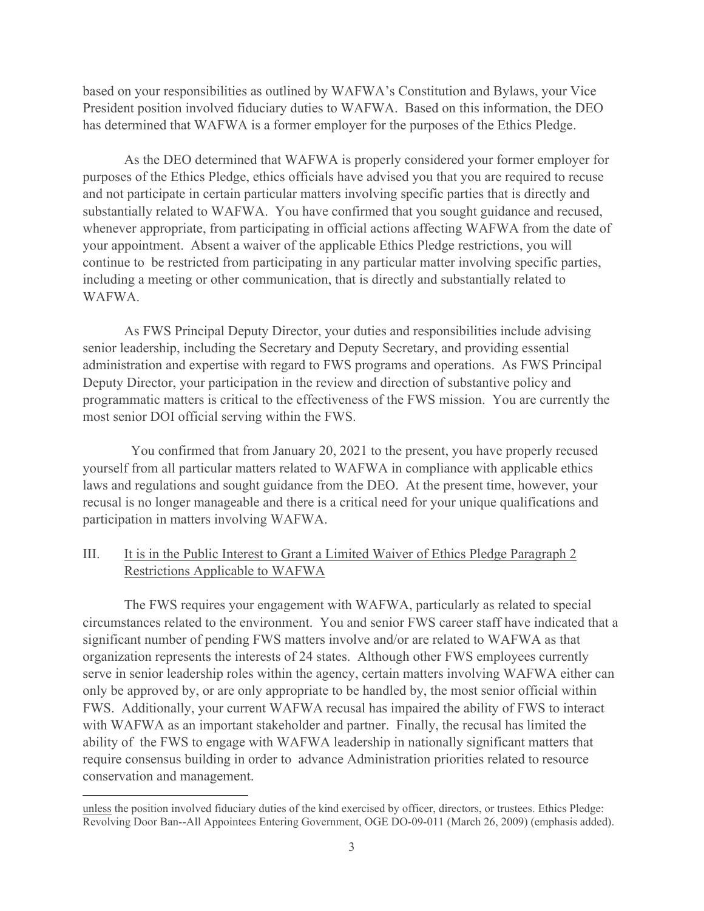based on your responsibilities as outlined by WAFWA's Constitution and Bylaws, your Vice President position involved fiduciary duties to WAFWA. Based on this information, the DEO has determined that WAFWA is a former employer for the purposes of the Ethics Pledge.

As the DEO determined that WAFWA is properly considered your former employer for purposes of the Ethics Pledge, ethics officials have advised you that you are required to recuse and not participate in certain particular matters involving specific parties that is directly and substantially related to WAFWA. You have confirmed that you sought guidance and recused, whenever appropriate, from participating in official actions affecting WAFWA from the date of your appointment. Absent a waiver of the applicable Ethics Pledge restrictions, you will continue to be restricted from participating in any particular matter involving specific parties, including a meeting or other communication, that is directly and substantially related to WAFWA.

As FWS Principal Deputy Director, your duties and responsibilities include advising senior leadership, including the Secretary and Deputy Secretary, and providing essential administration and expertise with regard to FWS programs and operations. As FWS Principal Deputy Director, your participation in the review and direction of substantive policy and programmatic matters is critical to the effectiveness of the FWS mission. You are currently the most senior DOI official serving within the FWS.

You confirmed that from January 20, 2021 to the present, you have properly recused yourself from all particular matters related to WAFWA in compliance with applicable ethics laws and regulations and sought guidance from the DEO. At the present time, however, your recusal is no longer manageable and there is a critical need for your unique qualifications and participation in matters involving WAFWA.

## III. <u>It is in the Public Interest to Grant a Limited Waiver of Ethics Pledge Paragraph 2 Restrictions Applicable to WAFWA</u>

The FWS requires your engagement with WAFWA, particularly as related to special circumstances related to the environment. You and senior FWS career staff have indicated that a significant number of pending FWS matters involve and/or are related to WAFWA as that organization represents the interests of 24 states. Although other FWS employees currently serve in senior leadership roles within the agency, certain matters involving WAFWA either can only be approved by, or are only appropriate to be handled by, the most senior official within FWS. Additionally, your current WAFWA recusal has impaired the ability of FWS to interact with WAFWA as an important stakeholder and partner. Finally, the recusal has limited the ability of the FWS to engage with WAFWA leadership in nationally significant matters that require consensus building in order to advance Administration priorities related to resource conservation and management.

---

<u>unless</u> the position involved fiduciary duties of the kind exercised by officer, directors, or trustees. Ethics Pledge: Revolving Door Ban--All Appointees Entering Government, OGE DO-09-011 (March 26, 2009) (emphasis added).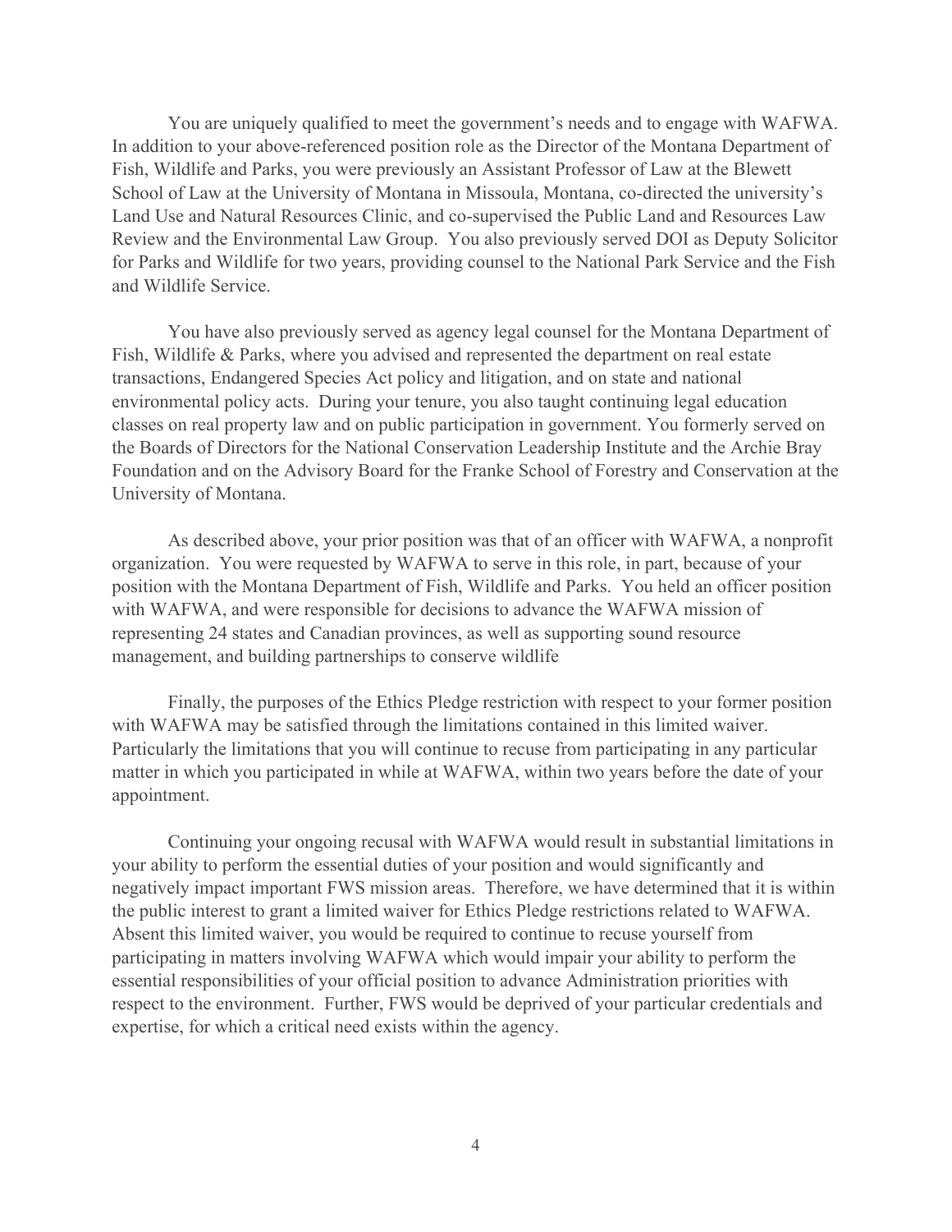You are uniquely qualified to meet the government's needs and to engage with WAFWA. In addition to your above-referenced position role as the Director of the Montana Department of Fish, Wildlife and Parks, you were previously an Assistant Professor of Law at the Blewett School of Law at the University of Montana in Missoula, Montana, co-directed the university's Land Use and Natural Resources Clinic, and co-supervised the Public Land and Resources Law Review and the Environmental Law Group. You also previously served DOI as Deputy Solicitor for Parks and Wildlife for two years, providing counsel to the National Park Service and the Fish and Wildlife Service.

You have also previously served as agency legal counsel for the Montana Department of Fish, Wildlife & Parks, where you advised and represented the department on real estate transactions, Endangered Species Act policy and litigation, and on state and national environmental policy acts. During your tenure, you also taught continuing legal education classes on real property law and on public participation in government. You formerly served on the Boards of Directors for the National Conservation Leadership Institute and the Archie Bray Foundation and on the Advisory Board for the Franke School of Forestry and Conservation at the University of Montana.

As described above, your prior position was that of an officer with WAFWA, a nonprofit organization. You were requested by WAFWA to serve in this role, in part, because of your position with the Montana Department of Fish, Wildlife and Parks. You held an officer position with WAFWA, and were responsible for decisions to advance the WAFWA mission of representing 24 states and Canadian provinces, as well as supporting sound resource management, and building partnerships to conserve wildlife

Finally, the purposes of the Ethics Pledge restriction with respect to your former position with WAFWA may be satisfied through the limitations contained in this limited waiver. Particularly the limitations that you will continue to recuse from participating in any particular matter in which you participated in while at WAFWA, within two years before the date of your appointment.

Continuing your ongoing recusal with WAFWA would result in substantial limitations in your ability to perform the essential duties of your position and would significantly and negatively impact important FWS mission areas. Therefore, we have determined that it is within the public interest to grant a limited waiver for Ethics Pledge restrictions related to WAFWA. Absent this limited waiver, you would be required to continue to recuse yourself from participating in matters involving WAFWA which would impair your ability to perform the essential responsibilities of your official position to advance Administration priorities with respect to the environment. Further, FWS would be deprived of your particular credentials and expertise, for which a critical need exists within the agency.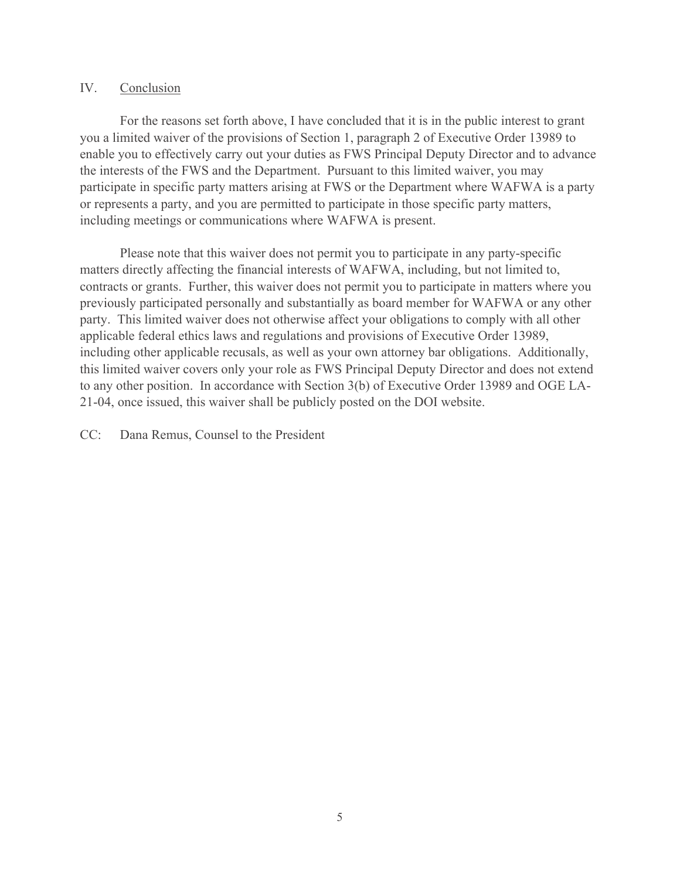## IV. Conclusion

For the reasons set forth above, I have concluded that it is in the public interest to grant you a limited waiver of the provisions of Section 1, paragraph 2 of Executive Order 13989 to enable you to effectively carry out your duties as FWS Principal Deputy Director and to advance the interests of the FWS and the Department. Pursuant to this limited waiver, you may participate in specific party matters arising at FWS or the Department where WAFWA is a party or represents a party, and you are permitted to participate in those specific party matters, including meetings or communications where WAFWA is present.

Please note that this waiver does not permit you to participate in any party-specific matters directly affecting the financial interests of WAFWA, including, but not limited to, contracts or grants. Further, this waiver does not permit you to participate in matters where you previously participated personally and substantially as board member for WAFWA or any other party. This limited waiver does not otherwise affect your obligations to comply with all other applicable federal ethics laws and regulations and provisions of Executive Order 13989, including other applicable recusals, as well as your own attorney bar obligations. Additionally, this limited waiver covers only your role as FWS Principal Deputy Director and does not extend to any other position. In accordance with Section 3(b) of Executive Order 13989 and OGE LA-21-04, once issued, this waiver shall be publicly posted on the DOI website.

CC: Dana Remus, Counsel to the President